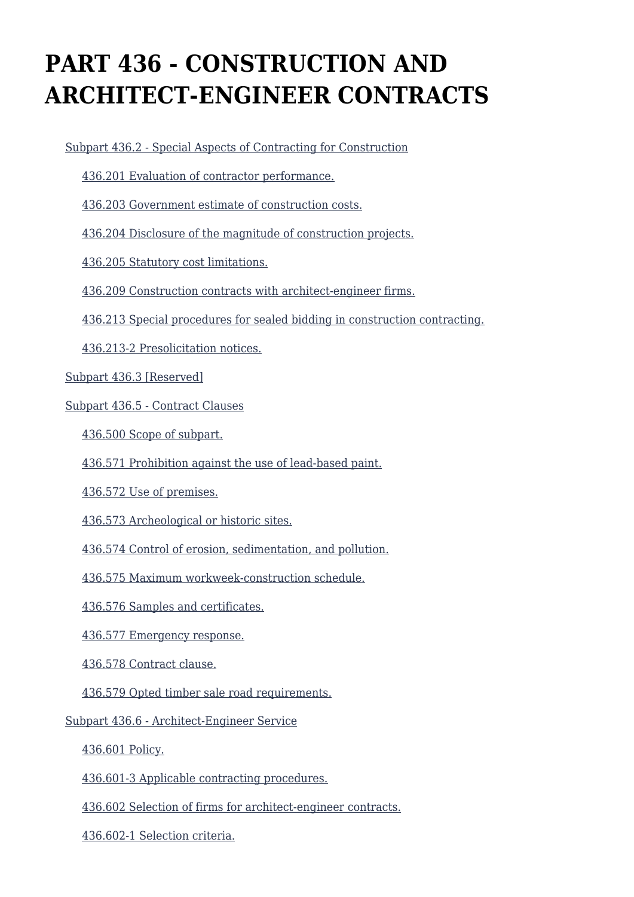# PART 436 - CONSTRUCTION AND ARCHITECT-ENGINEER CONTRACTS

- Subpart 436.2 - Special Aspects of Contracting for Construction
  - 436.201 Evaluation of contractor performance.
  - 436.203 Government estimate of construction costs.
  - 436.204 Disclosure of the magnitude of construction projects.
  - 436.205 Statutory cost limitations.
  - 436.209 Construction contracts with architect-engineer firms.
  - 436.213 Special procedures for sealed bidding in construction contracting.
  - 436.213-2 Presolicitation notices.
- Subpart 436.3 [Reserved]
- Subpart 436.5 - Contract Clauses
  - 436.500 Scope of subpart.
  - 436.571 Prohibition against the use of lead-based paint.
  - 436.572 Use of premises.
  - 436.573 Archeological or historic sites.
  - 436.574 Control of erosion, sedimentation, and pollution.
  - 436.575 Maximum workweek-construction schedule.
  - 436.576 Samples and certificates.
  - 436.577 Emergency response.
  - 436.578 Contract clause.
  - 436.579 Opted timber sale road requirements.
- Subpart 436.6 - Architect-Engineer Service
  - 436.601 Policy.
  - 436.601-3 Applicable contracting procedures.
  - 436.602 Selection of firms for architect-engineer contracts.
  - 436.602-1 Selection criteria.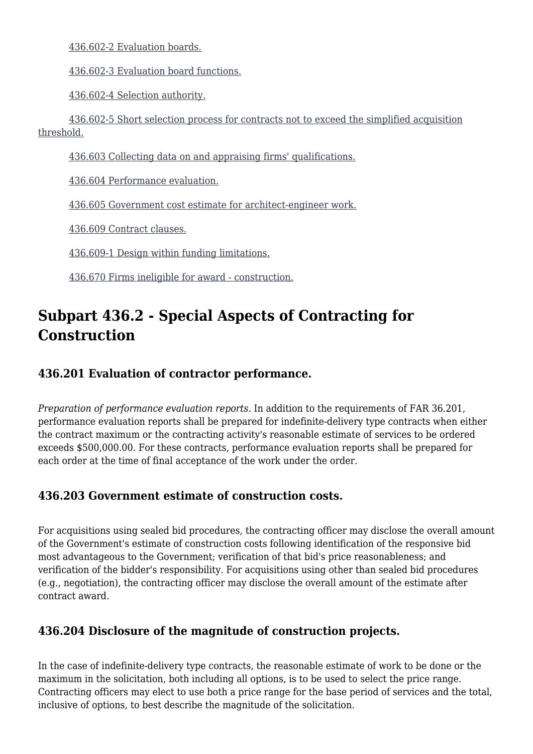436.602-2 Evaluation boards.

436.602-3 Evaluation board functions.

436.602-4 Selection authority.

436.602-5 Short selection process for contracts not to exceed the simplified acquisition threshold.

436.603 Collecting data on and appraising firms' qualifications.

436.604 Performance evaluation.

436.605 Government cost estimate for architect-engineer work.

436.609 Contract clauses.

436.609-1 Design within funding limitations.

436.670 Firms ineligible for award - construction.

## Subpart 436.2 - Special Aspects of Contracting for Construction

### 436.201 Evaluation of contractor performance.

*Preparation of performance evaluation reports.* In addition to the requirements of FAR 36.201, performance evaluation reports shall be prepared for indefinite-delivery type contracts when either the contract maximum or the contracting activity's reasonable estimate of services to be ordered exceeds $500,000.00. For these contracts, performance evaluation reports shall be prepared for each order at the time of final acceptance of the work under the order.

### 436.203 Government estimate of construction costs.

For acquisitions using sealed bid procedures, the contracting officer may disclose the overall amount of the Government's estimate of construction costs following identification of the responsive bid most advantageous to the Government; verification of that bid's price reasonableness; and verification of the bidder's responsibility. For acquisitions using other than sealed bid procedures (e.g., negotiation), the contracting officer may disclose the overall amount of the estimate after contract award.

### 436.204 Disclosure of the magnitude of construction projects.

In the case of indefinite-delivery type contracts, the reasonable estimate of work to be done or the maximum in the solicitation, both including all options, is to be used to select the price range. Contracting officers may elect to use both a price range for the base period of services and the total, inclusive of options, to best describe the magnitude of the solicitation.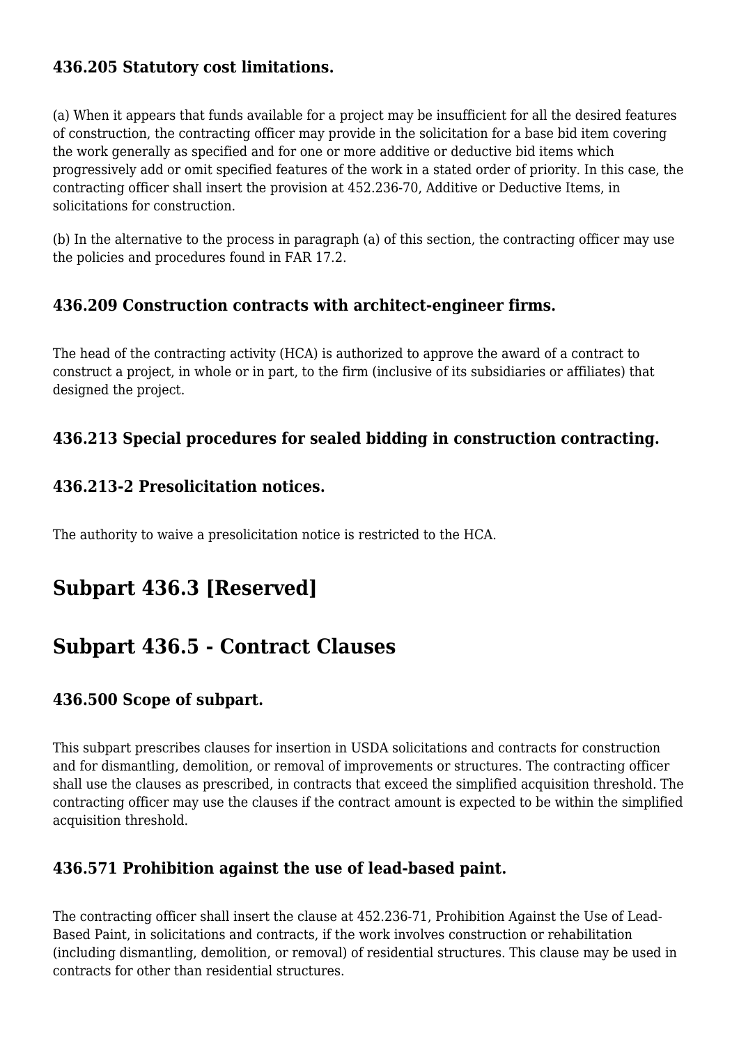### 436.205 Statutory cost limitations.

(a) When it appears that funds available for a project may be insufficient for all the desired features of construction, the contracting officer may provide in the solicitation for a base bid item covering the work generally as specified and for one or more additive or deductive bid items which progressively add or omit specified features of the work in a stated order of priority. In this case, the contracting officer shall insert the provision at 452.236-70, Additive or Deductive Items, in solicitations for construction.

(b) In the alternative to the process in paragraph (a) of this section, the contracting officer may use the policies and procedures found in FAR 17.2.

### 436.209 Construction contracts with architect-engineer firms.

The head of the contracting activity (HCA) is authorized to approve the award of a contract to construct a project, in whole or in part, to the firm (inclusive of its subsidiaries or affiliates) that designed the project.

### 436.213 Special procedures for sealed bidding in construction contracting.

### 436.213-2 Presolicitation notices.

The authority to waive a presolicitation notice is restricted to the HCA.

## Subpart 436.3 [Reserved]

## Subpart 436.5 - Contract Clauses

### 436.500 Scope of subpart.

This subpart prescribes clauses for insertion in USDA solicitations and contracts for construction and for dismantling, demolition, or removal of improvements or structures. The contracting officer shall use the clauses as prescribed, in contracts that exceed the simplified acquisition threshold. The contracting officer may use the clauses if the contract amount is expected to be within the simplified acquisition threshold.

### 436.571 Prohibition against the use of lead-based paint.

The contracting officer shall insert the clause at 452.236-71, Prohibition Against the Use of Lead-Based Paint, in solicitations and contracts, if the work involves construction or rehabilitation (including dismantling, demolition, or removal) of residential structures. This clause may be used in contracts for other than residential structures.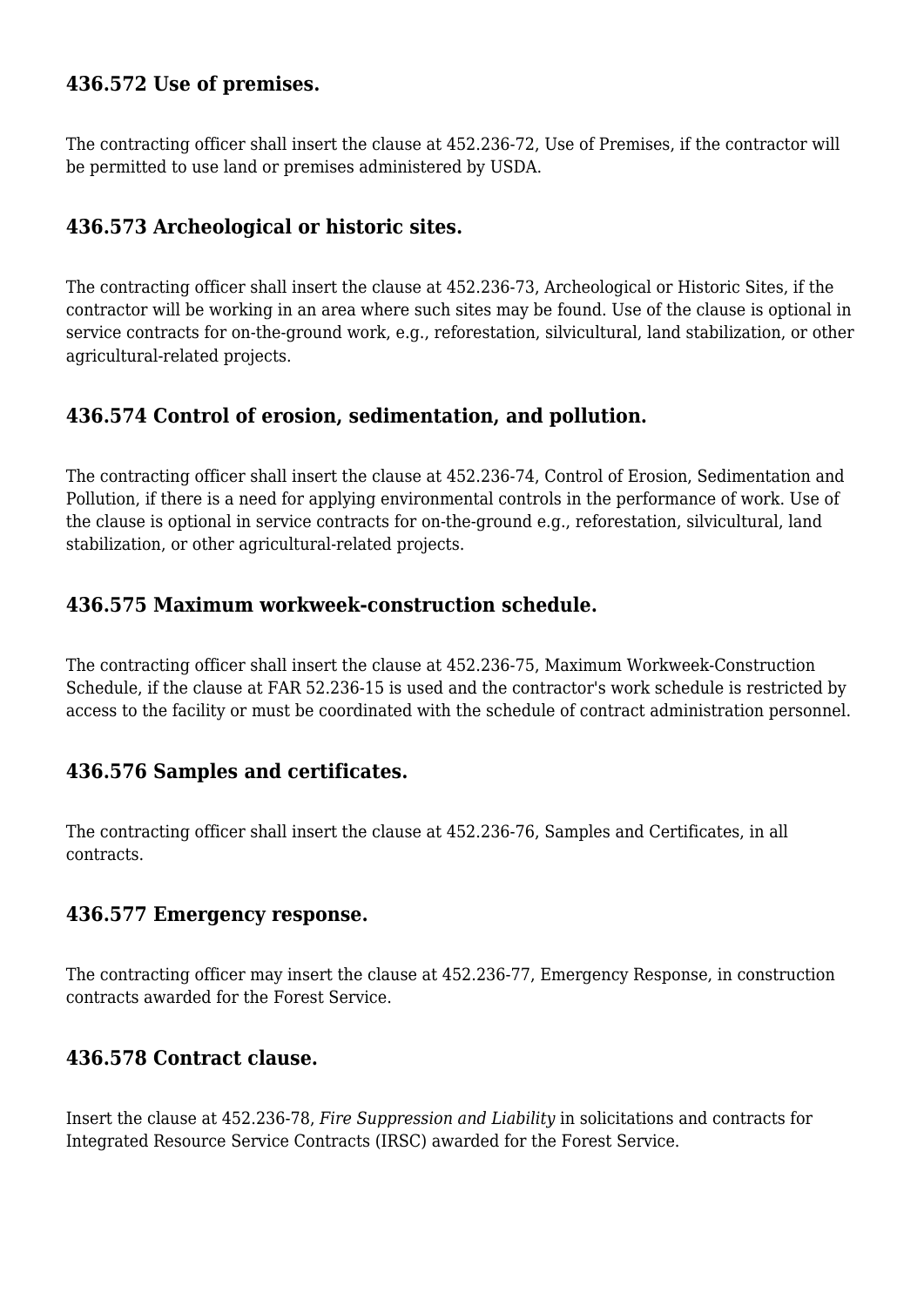### 436.572 Use of premises.

The contracting officer shall insert the clause at 452.236-72, Use of Premises, if the contractor will be permitted to use land or premises administered by USDA.

### 436.573 Archeological or historic sites.

The contracting officer shall insert the clause at 452.236-73, Archeological or Historic Sites, if the contractor will be working in an area where such sites may be found. Use of the clause is optional in service contracts for on-the-ground work, e.g., reforestation, silvicultural, land stabilization, or other agricultural-related projects.

### 436.574 Control of erosion, sedimentation, and pollution.

The contracting officer shall insert the clause at 452.236-74, Control of Erosion, Sedimentation and Pollution, if there is a need for applying environmental controls in the performance of work. Use of the clause is optional in service contracts for on-the-ground e.g., reforestation, silvicultural, land stabilization, or other agricultural-related projects.

### 436.575 Maximum workweek-construction schedule.

The contracting officer shall insert the clause at 452.236-75, Maximum Workweek-Construction Schedule, if the clause at FAR 52.236-15 is used and the contractor's work schedule is restricted by access to the facility or must be coordinated with the schedule of contract administration personnel.

### 436.576 Samples and certificates.

The contracting officer shall insert the clause at 452.236-76, Samples and Certificates, in all contracts.

### 436.577 Emergency response.

The contracting officer may insert the clause at 452.236-77, Emergency Response, in construction contracts awarded for the Forest Service.

### 436.578 Contract clause.

Insert the clause at 452.236-78, *Fire Suppression and Liability* in solicitations and contracts for Integrated Resource Service Contracts (IRSC) awarded for the Forest Service.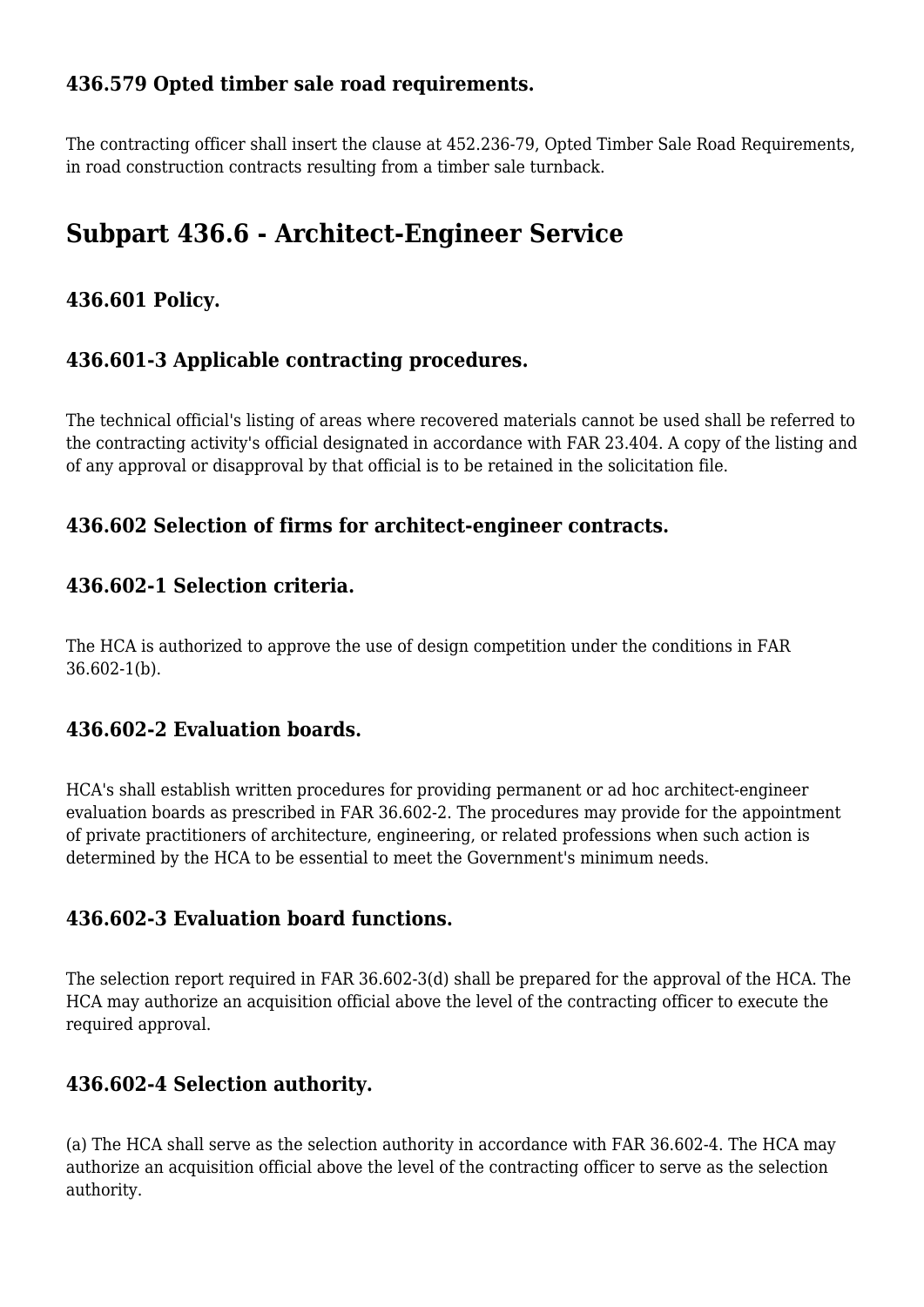### 436.579 Opted timber sale road requirements.

The contracting officer shall insert the clause at 452.236-79, Opted Timber Sale Road Requirements, in road construction contracts resulting from a timber sale turnback.

## Subpart 436.6 - Architect-Engineer Service

### 436.601 Policy.

### 436.601-3 Applicable contracting procedures.

The technical official's listing of areas where recovered materials cannot be used shall be referred to the contracting activity's official designated in accordance with FAR 23.404. A copy of the listing and of any approval or disapproval by that official is to be retained in the solicitation file.

### 436.602 Selection of firms for architect-engineer contracts.

### 436.602-1 Selection criteria.

The HCA is authorized to approve the use of design competition under the conditions in FAR 36.602-1(b).

### 436.602-2 Evaluation boards.

HCA's shall establish written procedures for providing permanent or ad hoc architect-engineer evaluation boards as prescribed in FAR 36.602-2. The procedures may provide for the appointment of private practitioners of architecture, engineering, or related professions when such action is determined by the HCA to be essential to meet the Government's minimum needs.

### 436.602-3 Evaluation board functions.

The selection report required in FAR 36.602-3(d) shall be prepared for the approval of the HCA. The HCA may authorize an acquisition official above the level of the contracting officer to execute the required approval.

### 436.602-4 Selection authority.

(a) The HCA shall serve as the selection authority in accordance with FAR 36.602-4. The HCA may authorize an acquisition official above the level of the contracting officer to serve as the selection authority.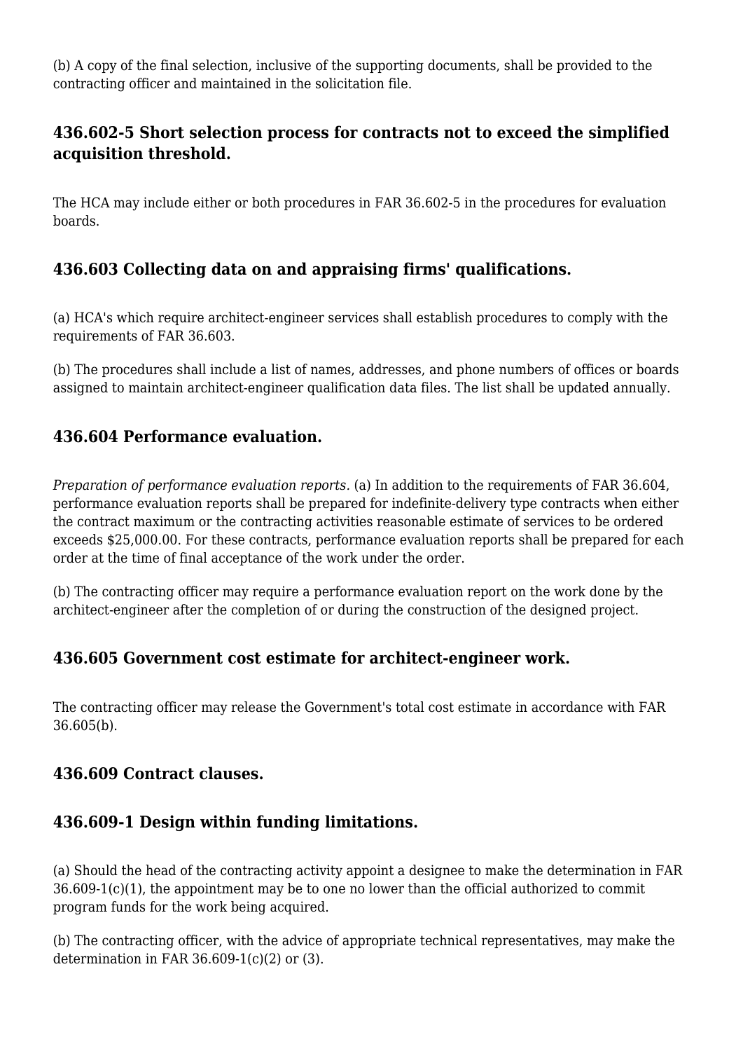(b) A copy of the final selection, inclusive of the supporting documents, shall be provided to the contracting officer and maintained in the solicitation file.

### 436.602-5 Short selection process for contracts not to exceed the simplified acquisition threshold.

The HCA may include either or both procedures in FAR 36.602-5 in the procedures for evaluation boards.

### 436.603 Collecting data on and appraising firms' qualifications.

(a) HCA's which require architect-engineer services shall establish procedures to comply with the requirements of FAR 36.603.

(b) The procedures shall include a list of names, addresses, and phone numbers of offices or boards assigned to maintain architect-engineer qualification data files. The list shall be updated annually.

### 436.604 Performance evaluation.

*Preparation of performance evaluation reports.* (a) In addition to the requirements of FAR 36.604, performance evaluation reports shall be prepared for indefinite-delivery type contracts when either the contract maximum or the contracting activities reasonable estimate of services to be ordered exceeds $25,000.00. For these contracts, performance evaluation reports shall be prepared for each order at the time of final acceptance of the work under the order.

(b) The contracting officer may require a performance evaluation report on the work done by the architect-engineer after the completion of or during the construction of the designed project.

### 436.605 Government cost estimate for architect-engineer work.

The contracting officer may release the Government's total cost estimate in accordance with FAR 36.605(b).

### 436.609 Contract clauses.

### 436.609-1 Design within funding limitations.

(a) Should the head of the contracting activity appoint a designee to make the determination in FAR 36.609-1(c)(1), the appointment may be to one no lower than the official authorized to commit program funds for the work being acquired.

(b) The contracting officer, with the advice of appropriate technical representatives, may make the determination in FAR 36.609-1(c)(2) or (3).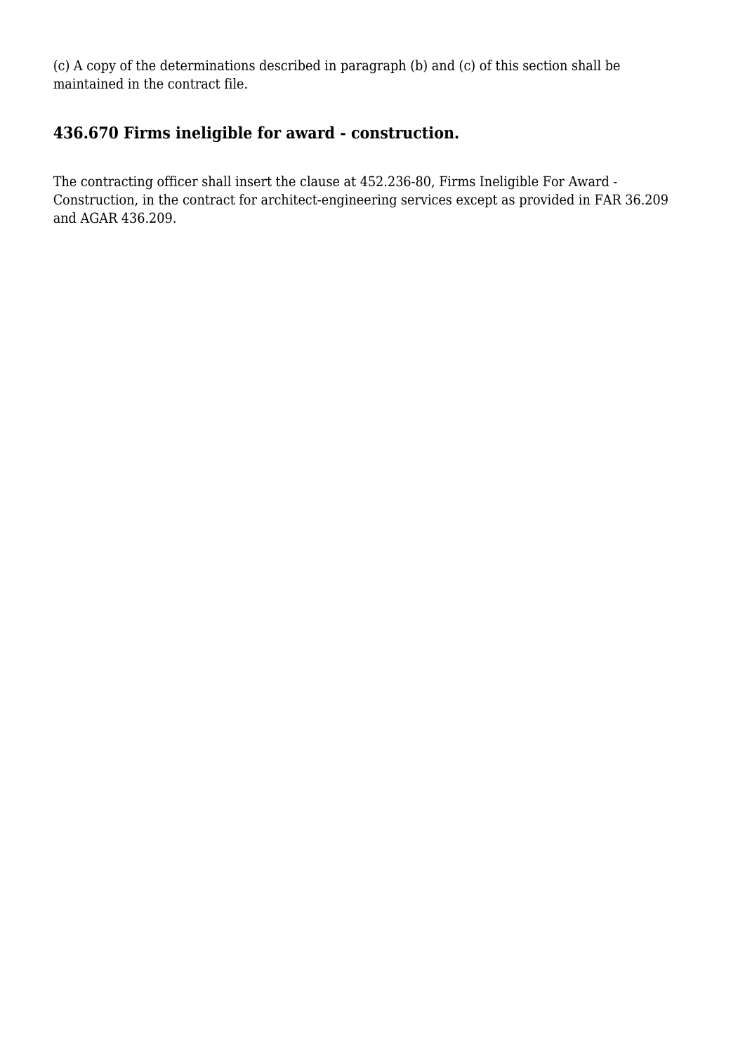(c) A copy of the determinations described in paragraph (b) and (c) of this section shall be maintained in the contract file.

## 436.670 Firms ineligible for award - construction.

The contracting officer shall insert the clause at 452.236-80, Firms Ineligible For Award - Construction, in the contract for architect-engineering services except as provided in FAR 36.209 and AGAR 436.209.